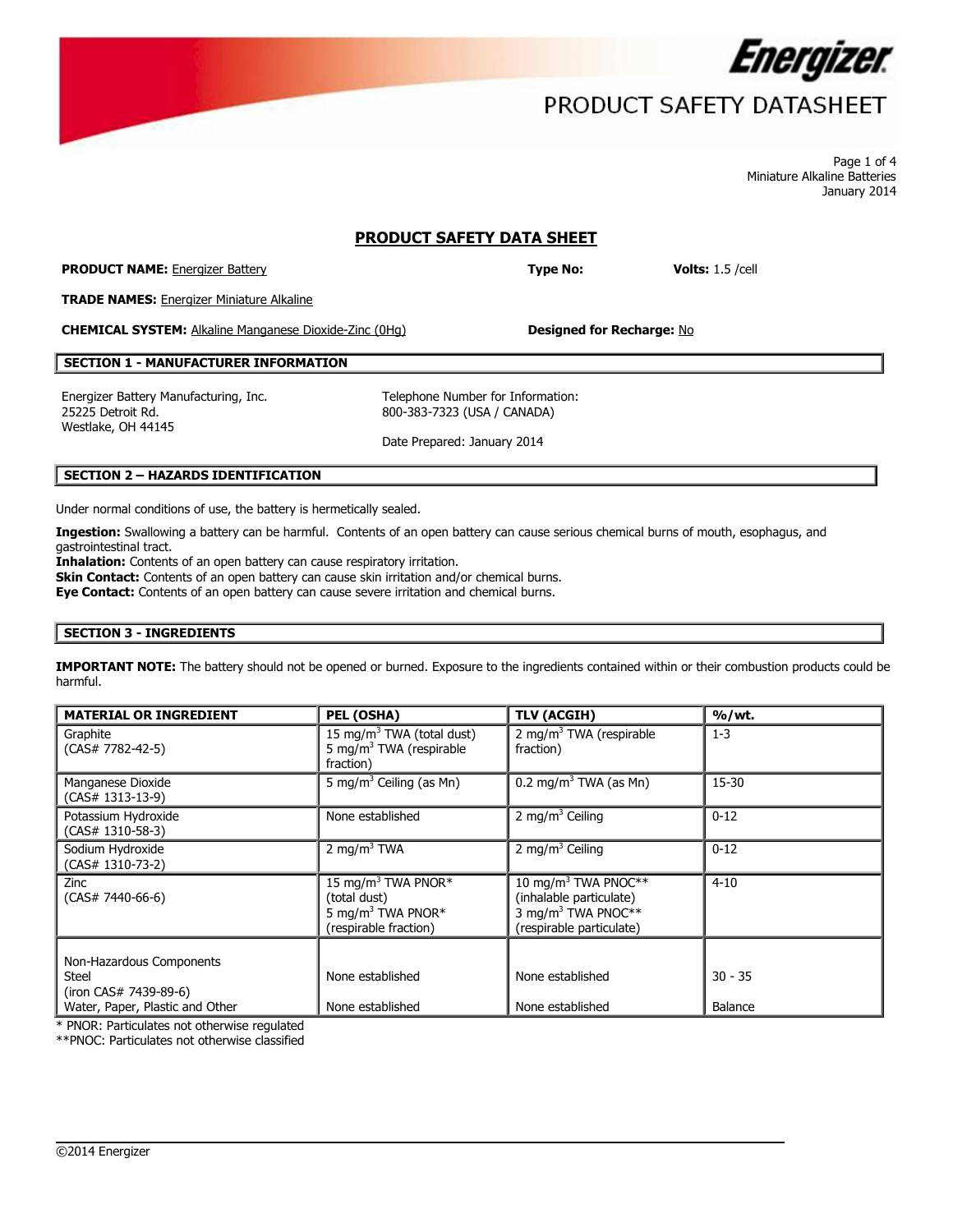# PRODUCT SAFETY DATASHEET

Miniature Alkaline Batteries
January 2014

## PRODUCT SAFETY DATA SHEET

**PRODUCT NAME:** Energizer Battery **Type No:** **Volts:** 1.5 /cell

**TRADE NAMES:** Energizer Miniature Alkaline

**CHEMICAL SYSTEM:** Alkaline Manganese Dioxide-Zinc (0Hg) **Designed for Recharge:** No

### SECTION 1 - MANUFACTURER INFORMATION

Energizer Battery Manufacturing, Inc.
25225 Detroit Rd.
Westlake, OH 44145

Telephone Number for Information:
800-383-7323 (USA / CANADA)

Date Prepared: January 2014

### SECTION 2 – HAZARDS IDENTIFICATION

Under normal conditions of use, the battery is hermetically sealed.

**Ingestion:** Swallowing a battery can be harmful. Contents of an open battery can cause serious chemical burns of mouth, esophagus, and gastrointestinal tract.
**Inhalation:** Contents of an open battery can cause respiratory irritation.
**Skin Contact:** Contents of an open battery can cause skin irritation and/or chemical burns.
**Eye Contact:** Contents of an open battery can cause severe irritation and chemical burns.

### SECTION 3 - INGREDIENTS

**IMPORTANT NOTE:** The battery should not be opened or burned. Exposure to the ingredients contained within or their combustion products could be harmful.

| MATERIAL OR INGREDIENT | PEL (OSHA) | TLV (ACGIH) | %/wt. |
|---|---|---|---|
| Graphite (CAS# 7782-42-5) | 15 $mg/m^3$ TWA (total dust) 5 $mg/m^3$ TWA (respirable fraction) | 2 $mg/m^3$ TWA (respirable fraction) | 1-3 |
| Manganese Dioxide (CAS# 1313-13-9) | 5 $mg/m^3$ Ceiling (as Mn) | 0.2 $mg/m^3$ TWA (as Mn) | 15-30 |
| Potassium Hydroxide (CAS# 1310-58-3) | None established | 2 $mg/m^3$ Ceiling | 0-12 |
| Sodium Hydroxide (CAS# 1310-73-2) | 2 $mg/m^3$ TWA | 2 $mg/m^3$ Ceiling | 0-12 |
| Zinc (CAS# 7440-66-6) | 15 $mg/m^3$ TWA PNOR* (total dust) 5 $mg/m^3$ TWA PNOR* (respirable fraction) | 10 $mg/m^3$ TWA PNOC** (inhalable particulate) 3 $mg/m^3$ TWA PNOC** (respirable particulate) | 4-10 |
| Non-Hazardous Components | | | |
| Steel (iron CAS# 7439-89-6) | None established | None established | 30 - 35 |
| Water, Paper, Plastic and Other | None established | None established | Balance |

\* PNOR: Particulates not otherwise regulated
**PNOC: Particulates not otherwise classified

©2014 Energizer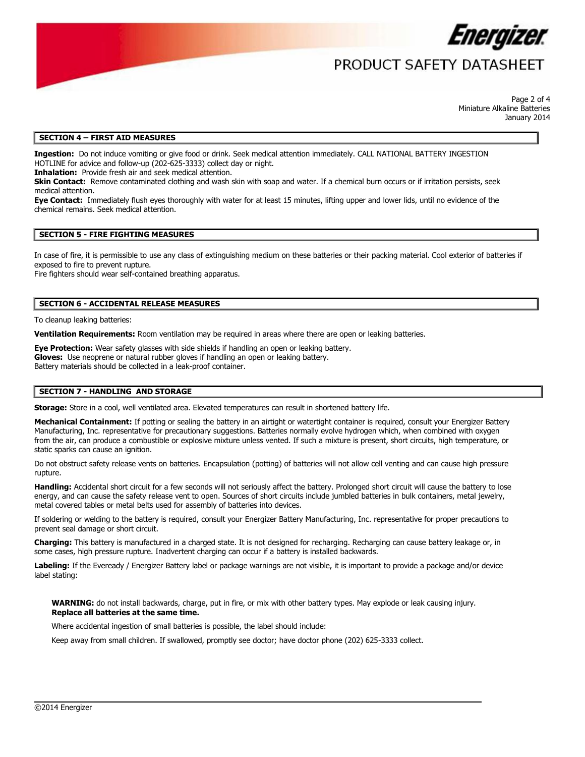## SECTION 4 – FIRST AID MEASURES

**Ingestion:** Do not induce vomiting or give food or drink. Seek medical attention immediately. CALL NATIONAL BATTERY INGESTION HOTLINE for advice and follow-up (202-625-3333) collect day or night.
**Inhalation:** Provide fresh air and seek medical attention.
**Skin Contact:** Remove contaminated clothing and wash skin with soap and water. If a chemical burn occurs or if irritation persists, seek medical attention.
**Eye Contact:** Immediately flush eyes thoroughly with water for at least 15 minutes, lifting upper and lower lids, until no evidence of the chemical remains. Seek medical attention.

## SECTION 5 - FIRE FIGHTING MEASURES

In case of fire, it is permissible to use any class of extinguishing medium on these batteries or their packing material. Cool exterior of batteries if exposed to fire to prevent rupture.
Fire fighters should wear self-contained breathing apparatus.

## SECTION 6 - ACCIDENTAL RELEASE MEASURES

To cleanup leaking batteries:

**Ventilation Requirements:** Room ventilation may be required in areas where there are open or leaking batteries.

**Eye Protection:** Wear safety glasses with side shields if handling an open or leaking battery.
**Gloves:** Use neoprene or natural rubber gloves if handling an open or leaking battery.
Battery materials should be collected in a leak-proof container.

## SECTION 7 - HANDLING AND STORAGE

**Storage:** Store in a cool, well ventilated area. Elevated temperatures can result in shortened battery life.

**Mechanical Containment:** If potting or sealing the battery in an airtight or watertight container is required, consult your Energizer Battery Manufacturing, Inc. representative for precautionary suggestions. Batteries normally evolve hydrogen which, when combined with oxygen from the air, can produce a combustible or explosive mixture unless vented. If such a mixture is present, short circuits, high temperature, or static sparks can cause an ignition.

Do not obstruct safety release vents on batteries. Encapsulation (potting) of batteries will not allow cell venting and can cause high pressure rupture.

**Handling:** Accidental short circuit for a few seconds will not seriously affect the battery. Prolonged short circuit will cause the battery to lose energy, and can cause the safety release vent to open. Sources of short circuits include jumbled batteries in bulk containers, metal jewelry, metal covered tables or metal belts used for assembly of batteries into devices.

If soldering or welding to the battery is required, consult your Energizer Battery Manufacturing, Inc. representative for proper precautions to prevent seal damage or short circuit.

**Charging:** This battery is manufactured in a charged state. It is not designed for recharging. Recharging can cause battery leakage or, in some cases, high pressure rupture. Inadvertent charging can occur if a battery is installed backwards.

**Labeling:** If the Eveready / Energizer Battery label or package warnings are not visible, it is important to provide a package and/or device label stating:

> **WARNING:** do not install backwards, charge, put in fire, or mix with other battery types. May explode or leak causing injury.
> **Replace all batteries at the same time.**
>
> Where accidental ingestion of small batteries is possible, the label should include:
>
> Keep away from small children. If swallowed, promptly see doctor; have doctor phone (202) 625-3333 collect.

©2014 Energizer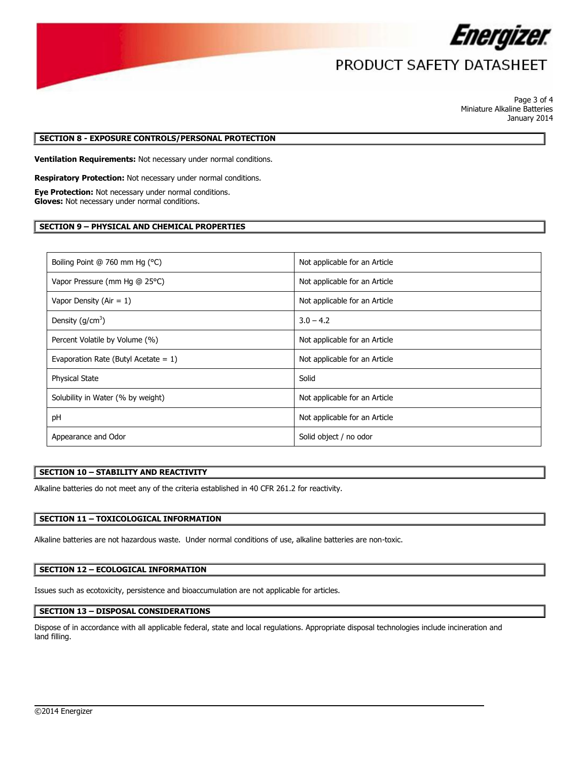## SECTION 8 - EXPOSURE CONTROLS/PERSONAL PROTECTION

**Ventilation Requirements:** Not necessary under normal conditions.

**Respiratory Protection:** Not necessary under normal conditions.

**Eye Protection:** Not necessary under normal conditions.
**Gloves:** Not necessary under normal conditions.

## SECTION 9 – PHYSICAL AND CHEMICAL PROPERTIES

| Property | Value |
|---|---|
| Boiling Point @ 760 mm Hg (°C) | Not applicable for an Article |
| Vapor Pressure (mm Hg @ 25°C) | Not applicable for an Article |
| Vapor Density (Air = 1) | Not applicable for an Article |
| Density ($g/cm^3$) | 3.0 – 4.2 |
| Percent Volatile by Volume (%) | Not applicable for an Article |
| Evaporation Rate (Butyl Acetate = 1) | Not applicable for an Article |
| Physical State | Solid |
| Solubility in Water (% by weight) | Not applicable for an Article |
| pH | Not applicable for an Article |
| Appearance and Odor | Solid object / no odor |

## SECTION 10 – STABILITY AND REACTIVITY

Alkaline batteries do not meet any of the criteria established in 40 CFR 261.2 for reactivity.

## SECTION 11 – TOXICOLOGICAL INFORMATION

Alkaline batteries are not hazardous waste. Under normal conditions of use, alkaline batteries are non-toxic.

## SECTION 12 – ECOLOGICAL INFORMATION

Issues such as ecotoxicity, persistence and bioaccumulation are not applicable for articles.

## SECTION 13 – DISPOSAL CONSIDERATIONS

Dispose of in accordance with all applicable federal, state and local regulations. Appropriate disposal technologies include incineration and land filling.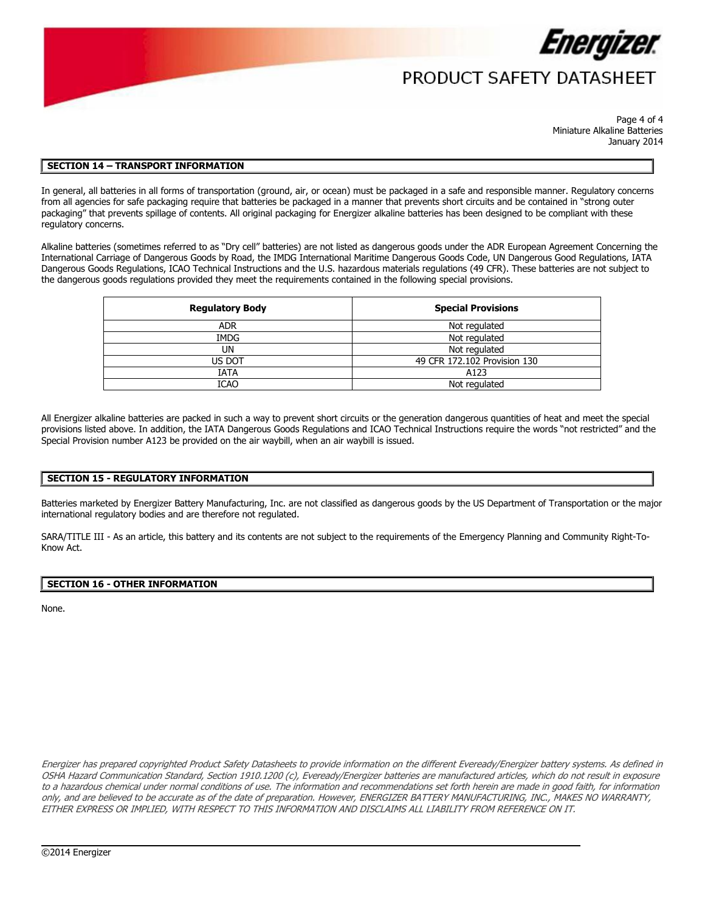## SECTION 14 – TRANSPORT INFORMATION

In general, all batteries in all forms of transportation (ground, air, or ocean) must be packaged in a safe and responsible manner. Regulatory concerns from all agencies for safe packaging require that batteries be packaged in a manner that prevents short circuits and be contained in "strong outer packaging" that prevents spillage of contents. All original packaging for Energizer alkaline batteries has been designed to be compliant with these regulatory concerns.

Alkaline batteries (sometimes referred to as "Dry cell" batteries) are not listed as dangerous goods under the ADR European Agreement Concerning the International Carriage of Dangerous Goods by Road, the IMDG International Maritime Dangerous Goods Code, UN Dangerous Good Regulations, IATA Dangerous Goods Regulations, ICAO Technical Instructions and the U.S. hazardous materials regulations (49 CFR). These batteries are not subject to the dangerous goods regulations provided they meet the requirements contained in the following special provisions.

| Regulatory Body | Special Provisions |
|---|---|
| ADR | Not regulated |
| IMDG | Not regulated |
| UN | Not regulated |
| US DOT | 49 CFR 172.102 Provision 130 |
| IATA | A123 |
| ICAO | Not regulated |

All Energizer alkaline batteries are packed in such a way to prevent short circuits or the generation dangerous quantities of heat and meet the special provisions listed above. In addition, the IATA Dangerous Goods Regulations and ICAO Technical Instructions require the words "not restricted" and the Special Provision number A123 be provided on the air waybill, when an air waybill is issued.

## SECTION 15 - REGULATORY INFORMATION

Batteries marketed by Energizer Battery Manufacturing, Inc. are not classified as dangerous goods by the US Department of Transportation or the major international regulatory bodies and are therefore not regulated.

SARA/TITLE III - As an article, this battery and its contents are not subject to the requirements of the Emergency Planning and Community Right-To-Know Act.

## SECTION 16 - OTHER INFORMATION

None.

*Energizer has prepared copyrighted Product Safety Datasheets to provide information on the different Eveready/Energizer battery systems. As defined in OSHA Hazard Communication Standard, Section 1910.1200 (c), Eveready/Energizer batteries are manufactured articles, which do not result in exposure to a hazardous chemical under normal conditions of use. The information and recommendations set forth herein are made in good faith, for information only, and are believed to be accurate as of the date of preparation. However, ENERGIZER BATTERY MANUFACTURING, INC., MAKES NO WARRANTY, EITHER EXPRESS OR IMPLIED, WITH RESPECT TO THIS INFORMATION AND DISCLAIMS ALL LIABILITY FROM REFERENCE ON IT.*

©2014 Energizer